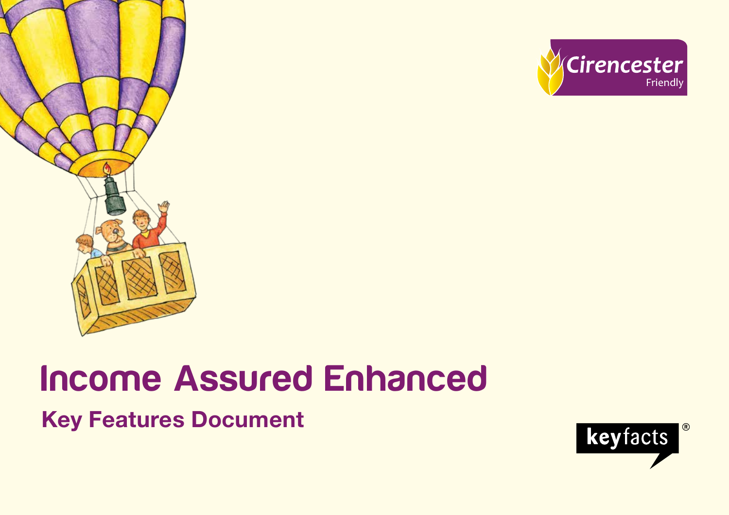Cirencester Friendly

# Income Assured Enhanced

## Key Features Document

keyfacts®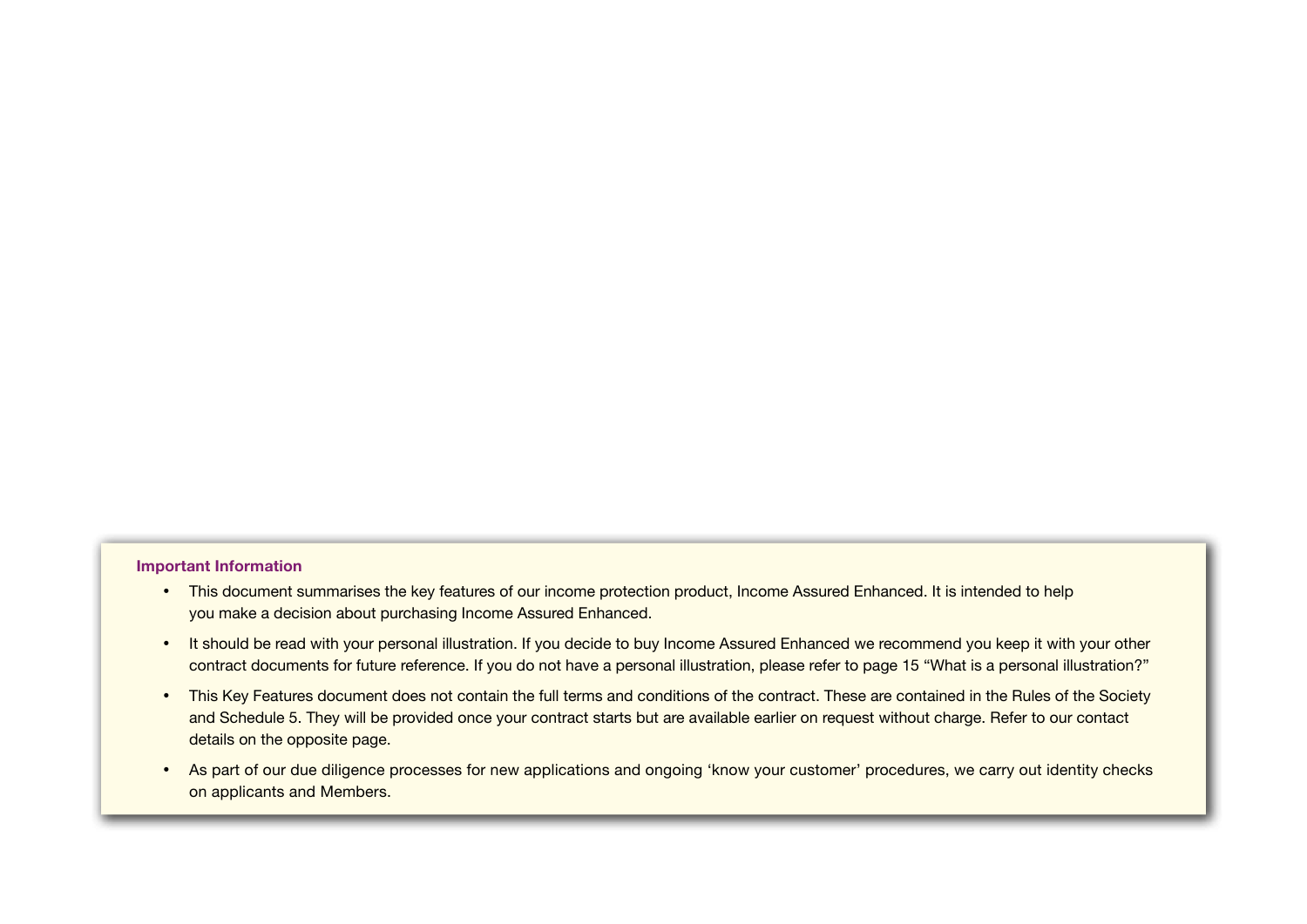**Important Information**

- This document summarises the key features of our income protection product, Income Assured Enhanced. It is intended to help you make a decision about purchasing Income Assured Enhanced.
- It should be read with your personal illustration. If you decide to buy Income Assured Enhanced we recommend you keep it with your other contract documents for future reference. If you do not have a personal illustration, please refer to page 15 "What is a personal illustration?"
- This Key Features document does not contain the full terms and conditions of the contract. These are contained in the Rules of the Society and Schedule 5. They will be provided once your contract starts but are available earlier on request without charge. Refer to our contact details on the opposite page.
- As part of our due diligence processes for new applications and ongoing 'know your customer' procedures, we carry out identity checks on applicants and Members.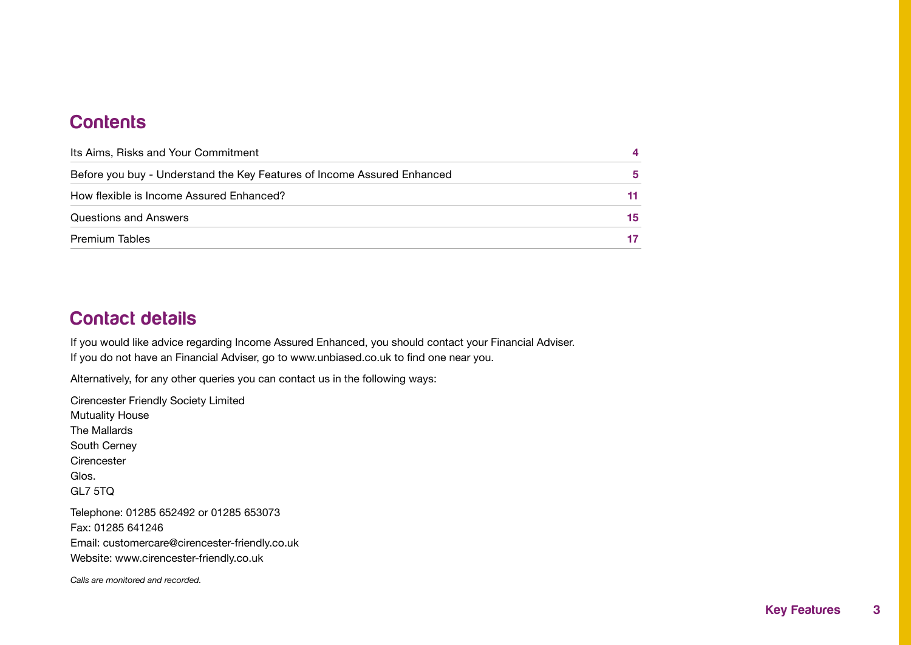## Contents

| | |
|---|---|
| Its Aims, Risks and Your Commitment | 4 |
| Before you buy - Understand the Key Features of Income Assured Enhanced | 5 |
| How flexible is Income Assured Enhanced? | 11 |
| Questions and Answers | 15 |
| Premium Tables | 17 |

## Contact details

If you would like advice regarding Income Assured Enhanced, you should contact your Financial Adviser.
If you do not have an Financial Adviser, go to www.unbiased.co.uk to find one near you.

Alternatively, for any other queries you can contact us in the following ways:

Cirencester Friendly Society Limited
Mutuality House
The Mallards
South Cerney
Cirencester
Glos.
GL7 5TQ

Telephone: 01285 652492 or 01285 653073
Fax: 01285 641246
Email: customercare@cirencester-friendly.co.uk
Website: www.cirencester-friendly.co.uk

*Calls are monitored and recorded.*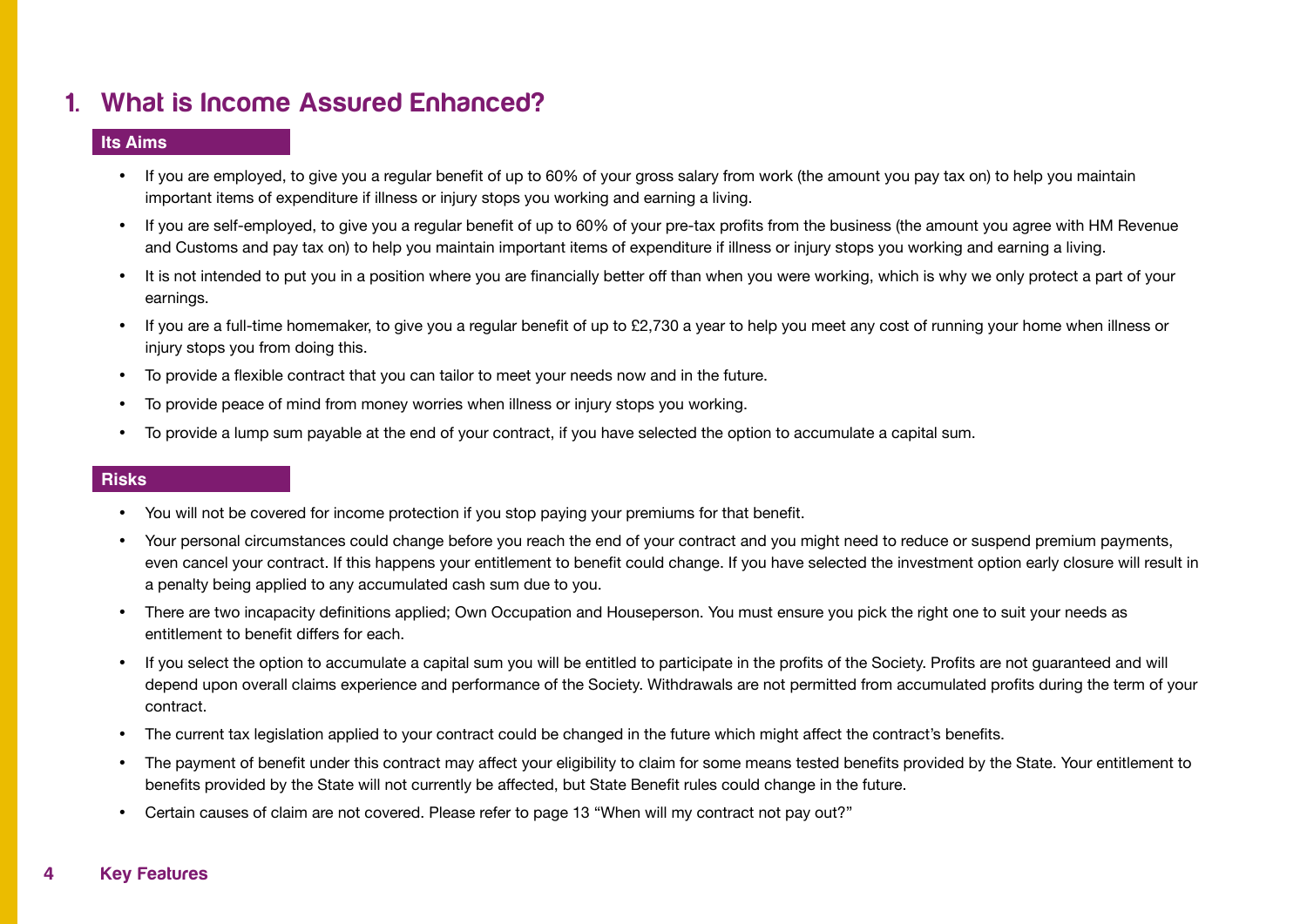# 1. What is Income Assured Enhanced?

## Its Aims

- If you are employed, to give you a regular benefit of up to 60% of your gross salary from work (the amount you pay tax on) to help you maintain important items of expenditure if illness or injury stops you working and earning a living.
- If you are self-employed, to give you a regular benefit of up to 60% of your pre-tax profits from the business (the amount you agree with HM Revenue and Customs and pay tax on) to help you maintain important items of expenditure if illness or injury stops you working and earning a living.
- It is not intended to put you in a position where you are financially better off than when you were working, which is why we only protect a part of your earnings.
- If you are a full-time homemaker, to give you a regular benefit of up to £2,730 a year to help you meet any cost of running your home when illness or injury stops you from doing this.
- To provide a flexible contract that you can tailor to meet your needs now and in the future.
- To provide peace of mind from money worries when illness or injury stops you working.
- To provide a lump sum payable at the end of your contract, if you have selected the option to accumulate a capital sum.

## Risks

- You will not be covered for income protection if you stop paying your premiums for that benefit.
- Your personal circumstances could change before you reach the end of your contract and you might need to reduce or suspend premium payments, even cancel your contract. If this happens your entitlement to benefit could change. If you have selected the investment option early closure will result in a penalty being applied to any accumulated cash sum due to you.
- There are two incapacity definitions applied; Own Occupation and Houseperson. You must ensure you pick the right one to suit your needs as entitlement to benefit differs for each.
- If you select the option to accumulate a capital sum you will be entitled to participate in the profits of the Society. Profits are not guaranteed and will depend upon overall claims experience and performance of the Society. Withdrawals are not permitted from accumulated profits during the term of your contract.
- The current tax legislation applied to your contract could be changed in the future which might affect the contract's benefits.
- The payment of benefit under this contract may affect your eligibility to claim for some means tested benefits provided by the State. Your entitlement to benefits provided by the State will not currently be affected, but State Benefit rules could change in the future.
- Certain causes of claim are not covered. Please refer to page 13 "When will my contract not pay out?"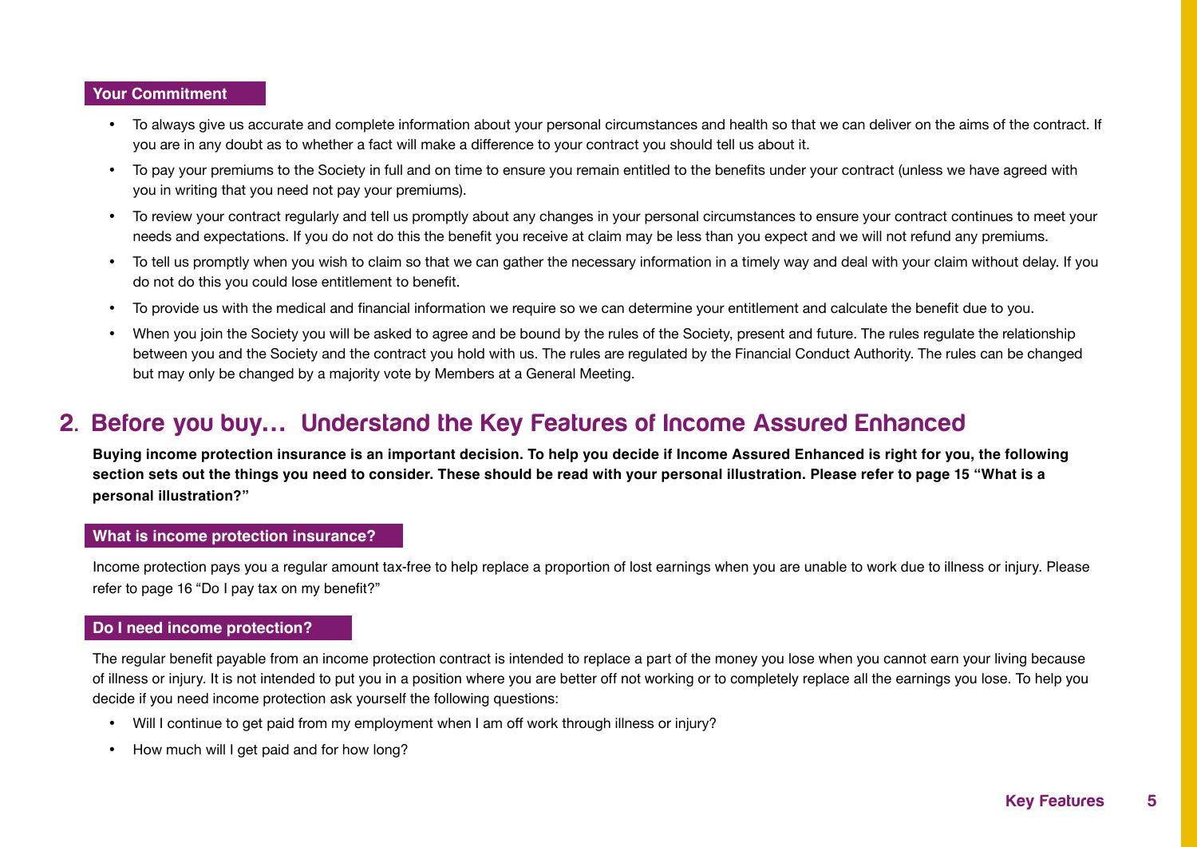### Your Commitment

- To always give us accurate and complete information about your personal circumstances and health so that we can deliver on the aims of the contract. If you are in any doubt as to whether a fact will make a difference to your contract you should tell us about it.
- To pay your premiums to the Society in full and on time to ensure you remain entitled to the benefits under your contract (unless we have agreed with you in writing that you need not pay your premiums).
- To review your contract regularly and tell us promptly about any changes in your personal circumstances to ensure your contract continues to meet your needs and expectations. If you do not do this the benefit you receive at claim may be less than you expect and we will not refund any premiums.
- To tell us promptly when you wish to claim so that we can gather the necessary information in a timely way and deal with your claim without delay. If you do not do this you could lose entitlement to benefit.
- To provide us with the medical and financial information we require so we can determine your entitlement and calculate the benefit due to you.
- When you join the Society you will be asked to agree and be bound by the rules of the Society, present and future. The rules regulate the relationship between you and the Society and the contract you hold with us. The rules are regulated by the Financial Conduct Authority. The rules can be changed but may only be changed by a majority vote by Members at a General Meeting.

## 2. Before you buy… Understand the Key Features of Income Assured Enhanced

**Buying income protection insurance is an important decision. To help you decide if Income Assured Enhanced is right for you, the following section sets out the things you need to consider. These should be read with your personal illustration. Please refer to page 15 "What is a personal illustration?"**

### What is income protection insurance?

Income protection pays you a regular amount tax-free to help replace a proportion of lost earnings when you are unable to work due to illness or injury. Please refer to page 16 "Do I pay tax on my benefit?"

### Do I need income protection?

The regular benefit payable from an income protection contract is intended to replace a part of the money you lose when you cannot earn your living because of illness or injury. It is not intended to put you in a position where you are better off not working or to completely replace all the earnings you lose. To help you decide if you need income protection ask yourself the following questions:

- Will I continue to get paid from my employment when I am off work through illness or injury?
- How much will I get paid and for how long?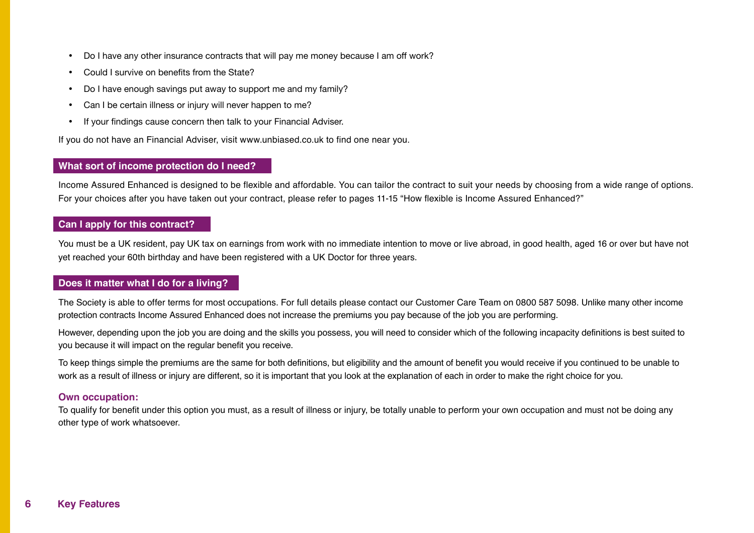- Do I have any other insurance contracts that will pay me money because I am off work?
- Could I survive on benefits from the State?
- Do I have enough savings put away to support me and my family?
- Can I be certain illness or injury will never happen to me?
- If your findings cause concern then talk to your Financial Adviser.

If you do not have an Financial Adviser, visit www.unbiased.co.uk to find one near you.

## What sort of income protection do I need?

Income Assured Enhanced is designed to be flexible and affordable. You can tailor the contract to suit your needs by choosing from a wide range of options. For your choices after you have taken out your contract, please refer to pages 11-15 "How flexible is Income Assured Enhanced?"

## Can I apply for this contract?

You must be a UK resident, pay UK tax on earnings from work with no immediate intention to move or live abroad, in good health, aged 16 or over but have not yet reached your 60th birthday and have been registered with a UK Doctor for three years.

## Does it matter what I do for a living?

The Society is able to offer terms for most occupations. For full details please contact our Customer Care Team on 0800 587 5098. Unlike many other income protection contracts Income Assured Enhanced does not increase the premiums you pay because of the job you are performing.

However, depending upon the job you are doing and the skills you possess, you will need to consider which of the following incapacity definitions is best suited to you because it will impact on the regular benefit you receive.

To keep things simple the premiums are the same for both definitions, but eligibility and the amount of benefit you would receive if you continued to be unable to work as a result of illness or injury are different, so it is important that you look at the explanation of each in order to make the right choice for you.

### Own occupation:

To qualify for benefit under this option you must, as a result of illness or injury, be totally unable to perform your own occupation and must not be doing any other type of work whatsoever.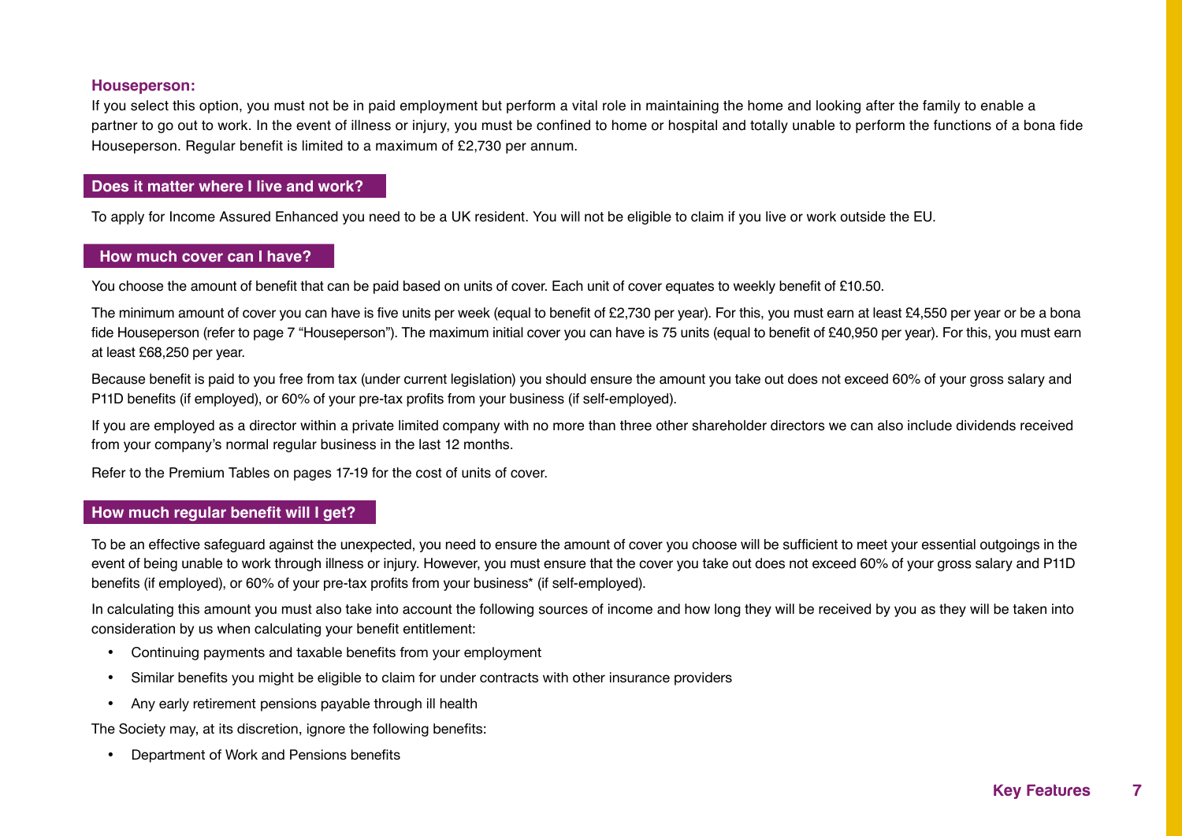### Houseperson:

If you select this option, you must not be in paid employment but perform a vital role in maintaining the home and looking after the family to enable a partner to go out to work. In the event of illness or injury, you must be confined to home or hospital and totally unable to perform the functions of a bona fide Houseperson. Regular benefit is limited to a maximum of £2,730 per annum.

## Does it matter where I live and work?

To apply for Income Assured Enhanced you need to be a UK resident. You will not be eligible to claim if you live or work outside the EU.

## How much cover can I have?

You choose the amount of benefit that can be paid based on units of cover. Each unit of cover equates to weekly benefit of £10.50.

The minimum amount of cover you can have is five units per week (equal to benefit of £2,730 per year). For this, you must earn at least £4,550 per year or be a bona fide Houseperson (refer to page 7 "Houseperson"). The maximum initial cover you can have is 75 units (equal to benefit of £40,950 per year). For this, you must earn at least £68,250 per year.

Because benefit is paid to you free from tax (under current legislation) you should ensure the amount you take out does not exceed 60% of your gross salary and P11D benefits (if employed), or 60% of your pre-tax profits from your business (if self-employed).

If you are employed as a director within a private limited company with no more than three other shareholder directors we can also include dividends received from your company's normal regular business in the last 12 months.

Refer to the Premium Tables on pages 17-19 for the cost of units of cover.

## How much regular benefit will I get?

To be an effective safeguard against the unexpected, you need to ensure the amount of cover you choose will be sufficient to meet your essential outgoings in the event of being unable to work through illness or injury. However, you must ensure that the cover you take out does not exceed 60% of your gross salary and P11D benefits (if employed), or 60% of your pre-tax profits from your business* (if self-employed).

In calculating this amount you must also take into account the following sources of income and how long they will be received by you as they will be taken into consideration by us when calculating your benefit entitlement:

- Continuing payments and taxable benefits from your employment
- Similar benefits you might be eligible to claim for under contracts with other insurance providers
- Any early retirement pensions payable through ill health

The Society may, at its discretion, ignore the following benefits:

- Department of Work and Pensions benefits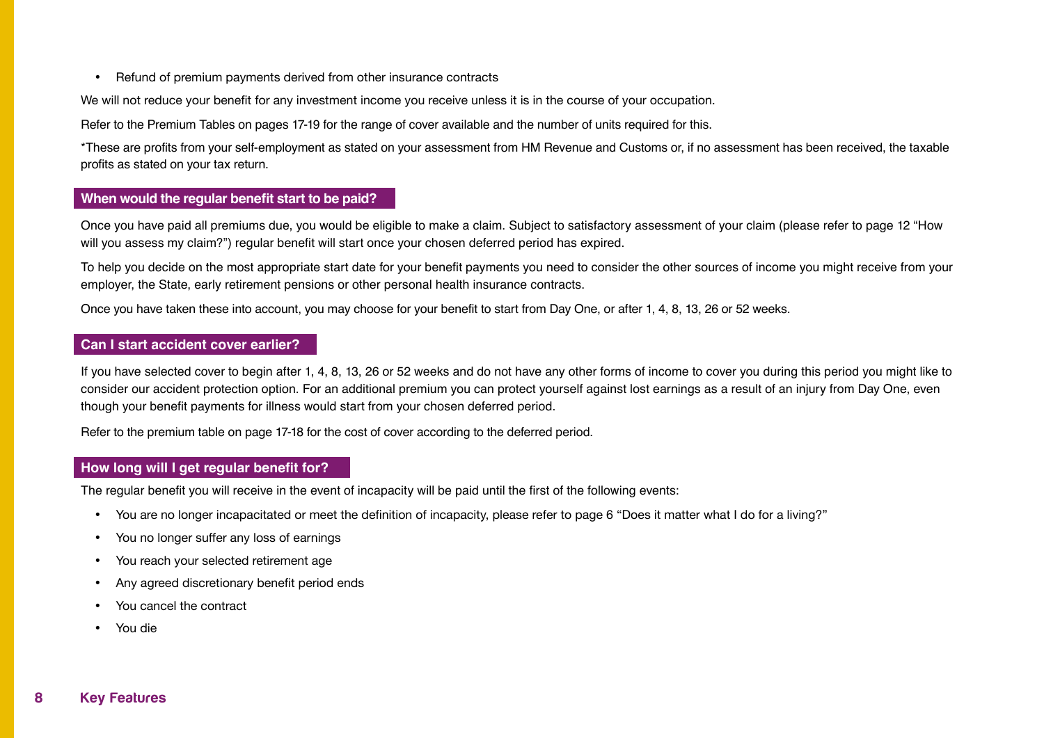- Refund of premium payments derived from other insurance contracts

We will not reduce your benefit for any investment income you receive unless it is in the course of your occupation.

Refer to the Premium Tables on pages 17-19 for the range of cover available and the number of units required for this.

*These are profits from your self-employment as stated on your assessment from HM Revenue and Customs or, if no assessment has been received, the taxable profits as stated on your tax return.

## When would the regular benefit start to be paid?

Once you have paid all premiums due, you would be eligible to make a claim. Subject to satisfactory assessment of your claim (please refer to page 12 "How will you assess my claim?") regular benefit will start once your chosen deferred period has expired.

To help you decide on the most appropriate start date for your benefit payments you need to consider the other sources of income you might receive from your employer, the State, early retirement pensions or other personal health insurance contracts.

Once you have taken these into account, you may choose for your benefit to start from Day One, or after 1, 4, 8, 13, 26 or 52 weeks.

## Can I start accident cover earlier?

If you have selected cover to begin after 1, 4, 8, 13, 26 or 52 weeks and do not have any other forms of income to cover you during this period you might like to consider our accident protection option. For an additional premium you can protect yourself against lost earnings as a result of an injury from Day One, even though your benefit payments for illness would start from your chosen deferred period.

Refer to the premium table on page 17-18 for the cost of cover according to the deferred period.

## How long will I get regular benefit for?

The regular benefit you will receive in the event of incapacity will be paid until the first of the following events:

- You are no longer incapacitated or meet the definition of incapacity, please refer to page 6 "Does it matter what I do for a living?"
- You no longer suffer any loss of earnings
- You reach your selected retirement age
- Any agreed discretionary benefit period ends
- You cancel the contract
- You die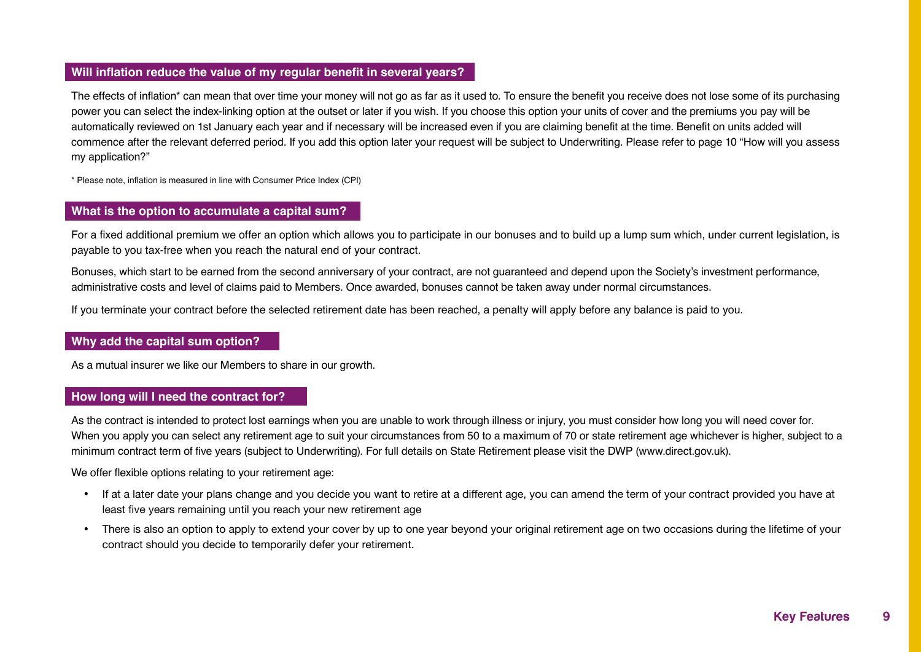## Will inflation reduce the value of my regular benefit in several years?

The effects of inflation* can mean that over time your money will not go as far as it used to. To ensure the benefit you receive does not lose some of its purchasing power you can select the index-linking option at the outset or later if you wish. If you choose this option your units of cover and the premiums you pay will be automatically reviewed on 1st January each year and if necessary will be increased even if you are claiming benefit at the time. Benefit on units added will commence after the relevant deferred period. If you add this option later your request will be subject to Underwriting. Please refer to page 10 "How will you assess my application?"

* Please note, inflation is measured in line with Consumer Price Index (CPI)

## What is the option to accumulate a capital sum?

For a fixed additional premium we offer an option which allows you to participate in our bonuses and to build up a lump sum which, under current legislation, is payable to you tax-free when you reach the natural end of your contract.

Bonuses, which start to be earned from the second anniversary of your contract, are not guaranteed and depend upon the Society's investment performance, administrative costs and level of claims paid to Members. Once awarded, bonuses cannot be taken away under normal circumstances.

If you terminate your contract before the selected retirement date has been reached, a penalty will apply before any balance is paid to you.

## Why add the capital sum option?

As a mutual insurer we like our Members to share in our growth.

## How long will I need the contract for?

As the contract is intended to protect lost earnings when you are unable to work through illness or injury, you must consider how long you will need cover for. When you apply you can select any retirement age to suit your circumstances from 50 to a maximum of 70 or state retirement age whichever is higher, subject to a minimum contract term of five years (subject to Underwriting). For full details on State Retirement please visit the DWP (www.direct.gov.uk).

We offer flexible options relating to your retirement age:

- If at a later date your plans change and you decide you want to retire at a different age, you can amend the term of your contract provided you have at least five years remaining until you reach your new retirement age
- There is also an option to apply to extend your cover by up to one year beyond your original retirement age on two occasions during the lifetime of your contract should you decide to temporarily defer your retirement.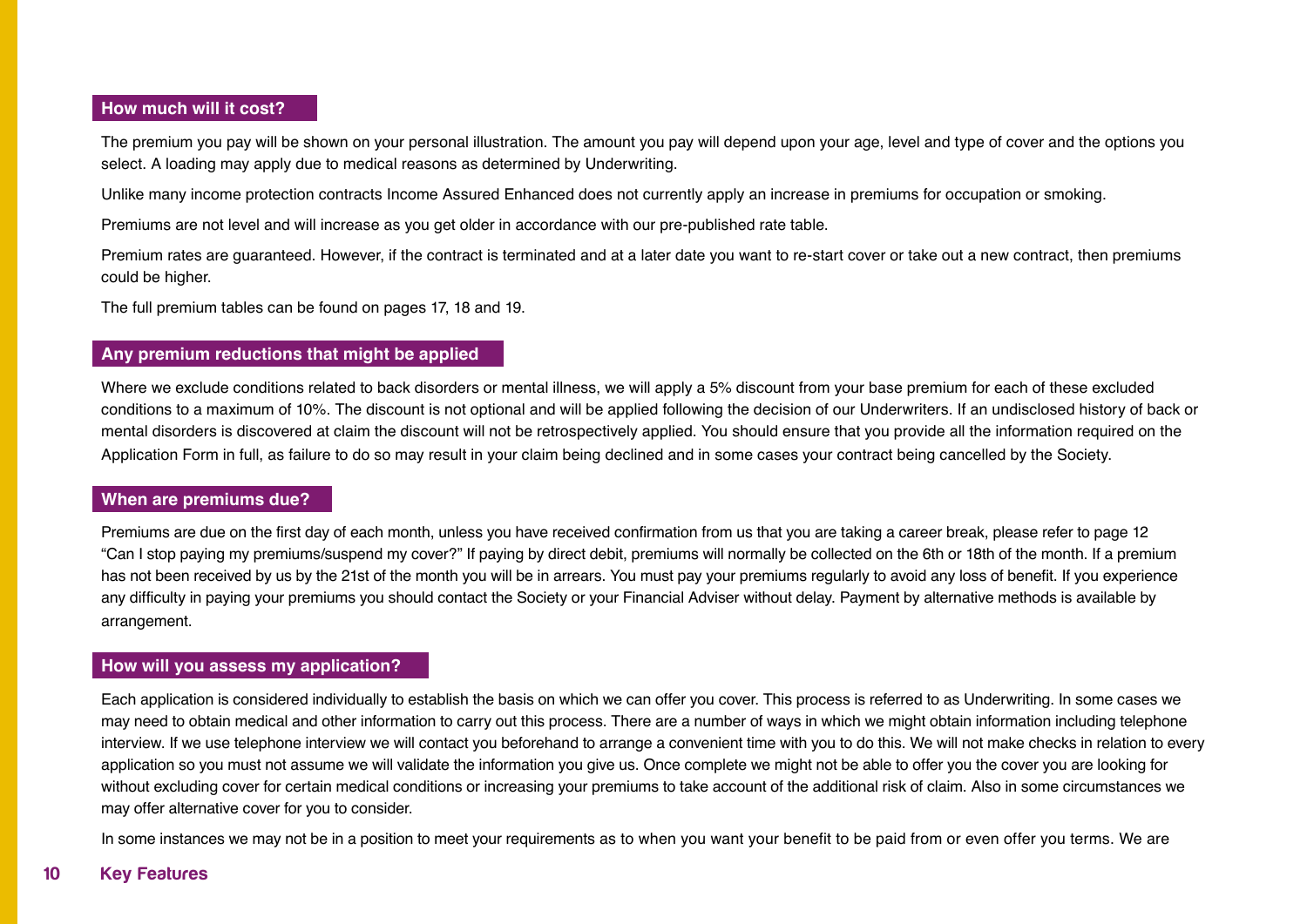## How much will it cost?

The premium you pay will be shown on your personal illustration. The amount you pay will depend upon your age, level and type of cover and the options you select. A loading may apply due to medical reasons as determined by Underwriting.

Unlike many income protection contracts Income Assured Enhanced does not currently apply an increase in premiums for occupation or smoking.

Premiums are not level and will increase as you get older in accordance with our pre-published rate table.

Premium rates are guaranteed. However, if the contract is terminated and at a later date you want to re-start cover or take out a new contract, then premiums could be higher.

The full premium tables can be found on pages 17, 18 and 19.

## Any premium reductions that might be applied

Where we exclude conditions related to back disorders or mental illness, we will apply a 5% discount from your base premium for each of these excluded conditions to a maximum of 10%. The discount is not optional and will be applied following the decision of our Underwriters. If an undisclosed history of back or mental disorders is discovered at claim the discount will not be retrospectively applied. You should ensure that you provide all the information required on the Application Form in full, as failure to do so may result in your claim being declined and in some cases your contract being cancelled by the Society.

## When are premiums due?

Premiums are due on the first day of each month, unless you have received confirmation from us that you are taking a career break, please refer to page 12 “Can I stop paying my premiums/suspend my cover?” If paying by direct debit, premiums will normally be collected on the 6th or 18th of the month. If a premium has not been received by us by the 21st of the month you will be in arrears. You must pay your premiums regularly to avoid any loss of benefit. If you experience any difficulty in paying your premiums you should contact the Society or your Financial Adviser without delay. Payment by alternative methods is available by arrangement.

## How will you assess my application?

Each application is considered individually to establish the basis on which we can offer you cover. This process is referred to as Underwriting. In some cases we may need to obtain medical and other information to carry out this process. There are a number of ways in which we might obtain information including telephone interview. If we use telephone interview we will contact you beforehand to arrange a convenient time with you to do this. We will not make checks in relation to every application so you must not assume we will validate the information you give us. Once complete we might not be able to offer you the cover you are looking for without excluding cover for certain medical conditions or increasing your premiums to take account of the additional risk of claim. Also in some circumstances we may offer alternative cover for you to consider.

In some instances we may not be in a position to meet your requirements as to when you want your benefit to be paid from or even offer you terms. We are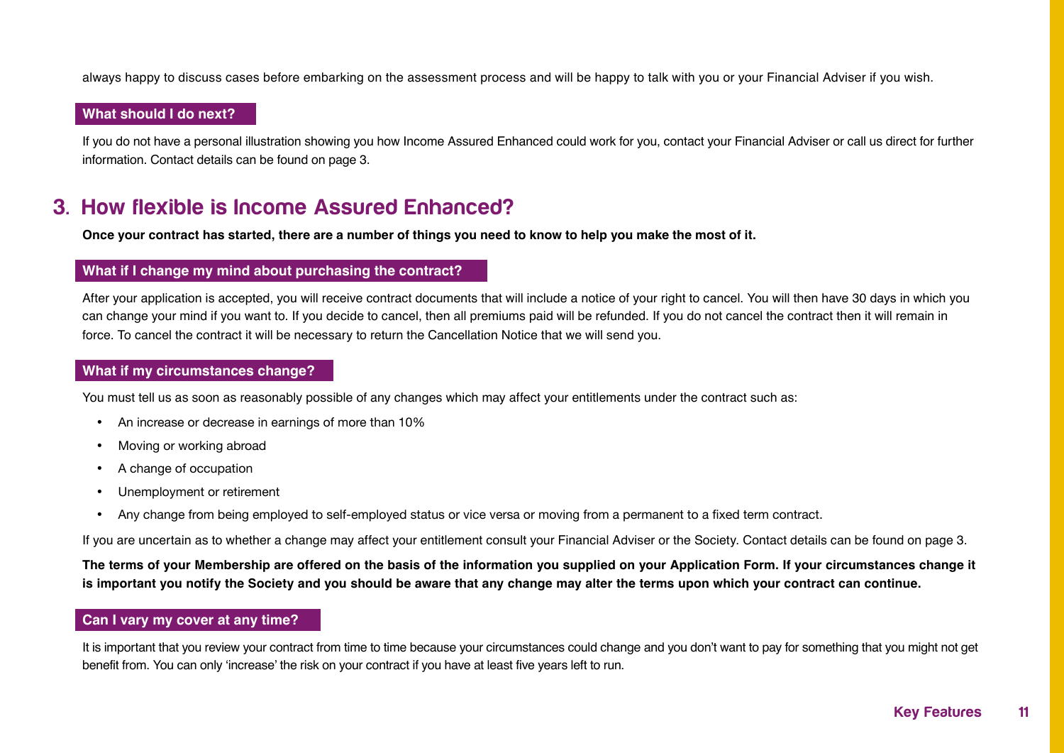always happy to discuss cases before embarking on the assessment process and will be happy to talk with you or your Financial Adviser if you wish.

### What should I do next?

If you do not have a personal illustration showing you how Income Assured Enhanced could work for you, contact your Financial Adviser or call us direct for further information. Contact details can be found on page 3.

## 3. How flexible is Income Assured Enhanced?

**Once your contract has started, there are a number of things you need to know to help you make the most of it.**

### What if I change my mind about purchasing the contract?

After your application is accepted, you will receive contract documents that will include a notice of your right to cancel. You will then have 30 days in which you can change your mind if you want to. If you decide to cancel, then all premiums paid will be refunded. If you do not cancel the contract then it will remain in force. To cancel the contract it will be necessary to return the Cancellation Notice that we will send you.

### What if my circumstances change?

You must tell us as soon as reasonably possible of any changes which may affect your entitlements under the contract such as:

- An increase or decrease in earnings of more than 10%
- Moving or working abroad
- A change of occupation
- Unemployment or retirement
- Any change from being employed to self-employed status or vice versa or moving from a permanent to a fixed term contract.

If you are uncertain as to whether a change may affect your entitlement consult your Financial Adviser or the Society. Contact details can be found on page 3.

**The terms of your Membership are offered on the basis of the information you supplied on your Application Form. If your circumstances change it is important you notify the Society and you should be aware that any change may alter the terms upon which your contract can continue.**

### Can I vary my cover at any time?

It is important that you review your contract from time to time because your circumstances could change and you don't want to pay for something that you might not get benefit from. You can only 'increase' the risk on your contract if you have at least five years left to run.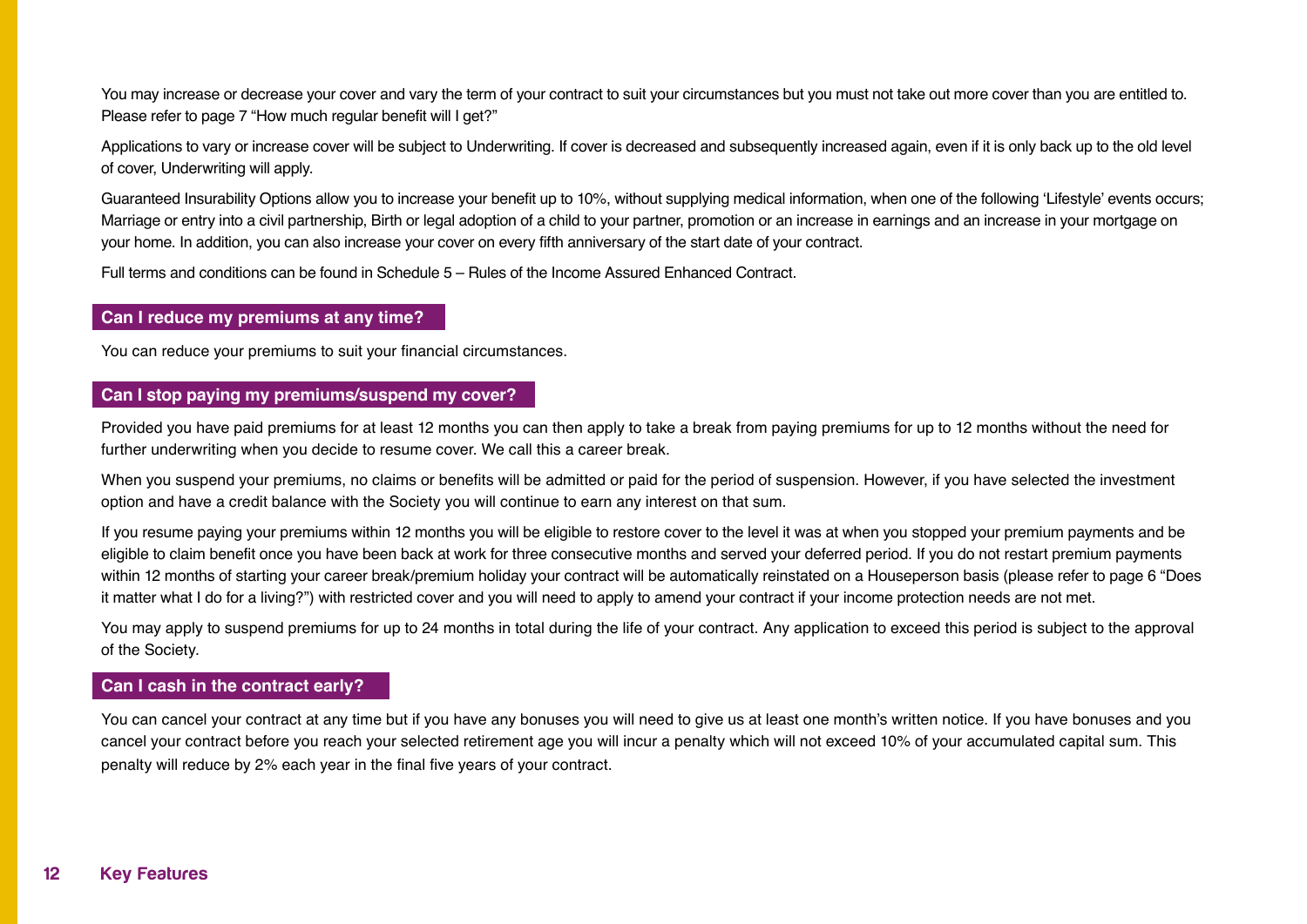You may increase or decrease your cover and vary the term of your contract to suit your circumstances but you must not take out more cover than you are entitled to. Please refer to page 7 "How much regular benefit will I get?"

Applications to vary or increase cover will be subject to Underwriting. If cover is decreased and subsequently increased again, even if it is only back up to the old level of cover, Underwriting will apply.

Guaranteed Insurability Options allow you to increase your benefit up to 10%, without supplying medical information, when one of the following 'Lifestyle' events occurs; Marriage or entry into a civil partnership, Birth or legal adoption of a child to your partner, promotion or an increase in earnings and an increase in your mortgage on your home. In addition, you can also increase your cover on every fifth anniversary of the start date of your contract.

Full terms and conditions can be found in Schedule 5 – Rules of the Income Assured Enhanced Contract.

## Can I reduce my premiums at any time?

You can reduce your premiums to suit your financial circumstances.

## Can I stop paying my premiums/suspend my cover?

Provided you have paid premiums for at least 12 months you can then apply to take a break from paying premiums for up to 12 months without the need for further underwriting when you decide to resume cover. We call this a career break.

When you suspend your premiums, no claims or benefits will be admitted or paid for the period of suspension. However, if you have selected the investment option and have a credit balance with the Society you will continue to earn any interest on that sum.

If you resume paying your premiums within 12 months you will be eligible to restore cover to the level it was at when you stopped your premium payments and be eligible to claim benefit once you have been back at work for three consecutive months and served your deferred period. If you do not restart premium payments within 12 months of starting your career break/premium holiday your contract will be automatically reinstated on a Houseperson basis (please refer to page 6 "Does it matter what I do for a living?") with restricted cover and you will need to apply to amend your contract if your income protection needs are not met.

You may apply to suspend premiums for up to 24 months in total during the life of your contract. Any application to exceed this period is subject to the approval of the Society.

## Can I cash in the contract early?

You can cancel your contract at any time but if you have any bonuses you will need to give us at least one month's written notice. If you have bonuses and you cancel your contract before you reach your selected retirement age you will incur a penalty which will not exceed 10% of your accumulated capital sum. This penalty will reduce by 2% each year in the final five years of your contract.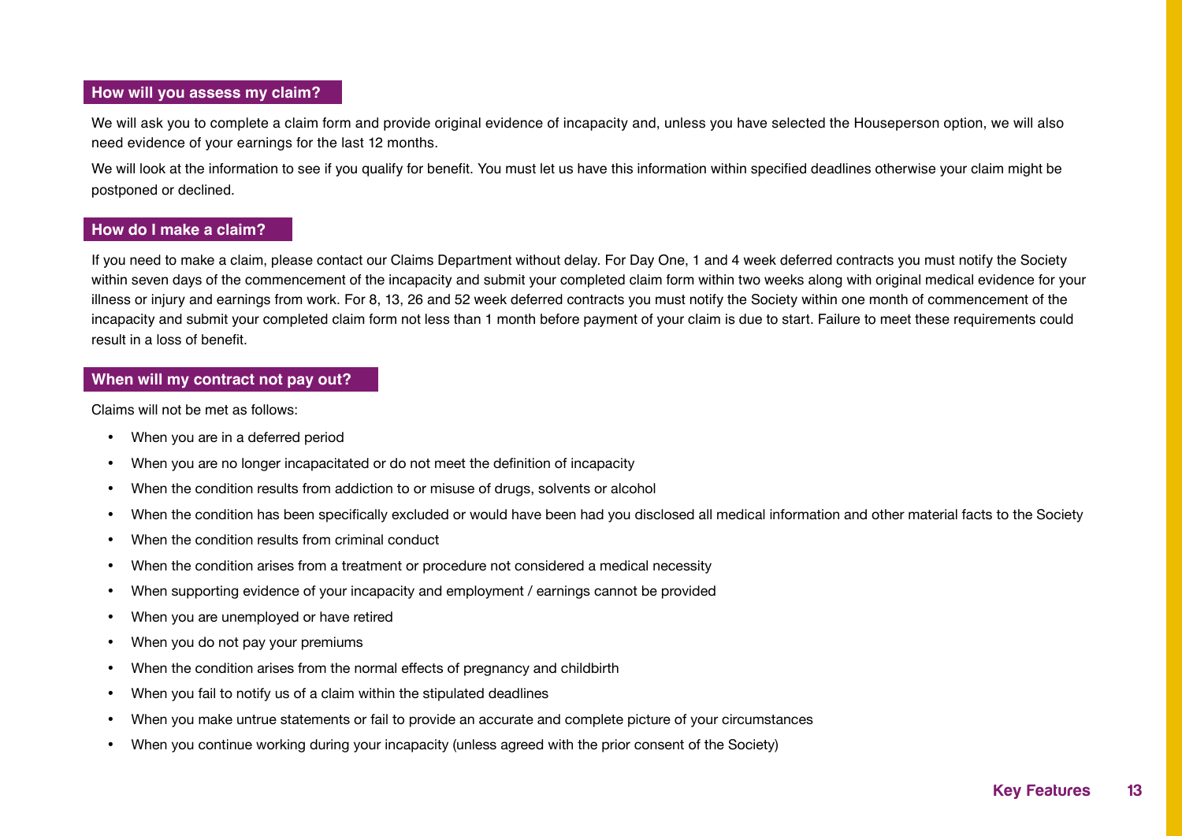## How will you assess my claim?

We will ask you to complete a claim form and provide original evidence of incapacity and, unless you have selected the Houseperson option, we will also need evidence of your earnings for the last 12 months.

We will look at the information to see if you qualify for benefit. You must let us have this information within specified deadlines otherwise your claim might be postponed or declined.

## How do I make a claim?

If you need to make a claim, please contact our Claims Department without delay. For Day One, 1 and 4 week deferred contracts you must notify the Society within seven days of the commencement of the incapacity and submit your completed claim form within two weeks along with original medical evidence for your illness or injury and earnings from work. For 8, 13, 26 and 52 week deferred contracts you must notify the Society within one month of commencement of the incapacity and submit your completed claim form not less than 1 month before payment of your claim is due to start. Failure to meet these requirements could result in a loss of benefit.

## When will my contract not pay out?

Claims will not be met as follows:

- When you are in a deferred period
- When you are no longer incapacitated or do not meet the definition of incapacity
- When the condition results from addiction to or misuse of drugs, solvents or alcohol
- When the condition has been specifically excluded or would have been had you disclosed all medical information and other material facts to the Society
- When the condition results from criminal conduct
- When the condition arises from a treatment or procedure not considered a medical necessity
- When supporting evidence of your incapacity and employment / earnings cannot be provided
- When you are unemployed or have retired
- When you do not pay your premiums
- When the condition arises from the normal effects of pregnancy and childbirth
- When you fail to notify us of a claim within the stipulated deadlines
- When you make untrue statements or fail to provide an accurate and complete picture of your circumstances
- When you continue working during your incapacity (unless agreed with the prior consent of the Society)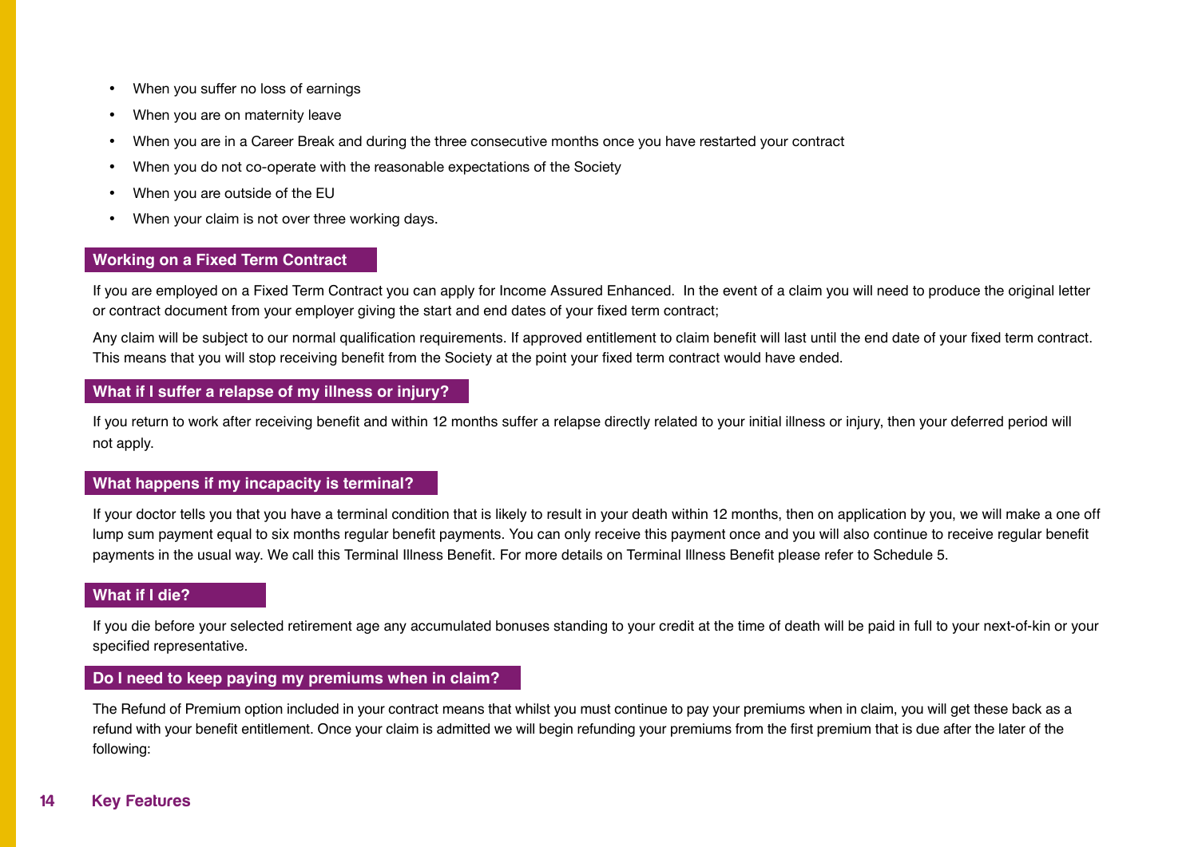- When you suffer no loss of earnings
- When you are on maternity leave
- When you are in a Career Break and during the three consecutive months once you have restarted your contract
- When you do not co-operate with the reasonable expectations of the Society
- When you are outside of the EU
- When your claim is not over three working days.

## Working on a Fixed Term Contract

If you are employed on a Fixed Term Contract you can apply for Income Assured Enhanced. In the event of a claim you will need to produce the original letter or contract document from your employer giving the start and end dates of your fixed term contract;

Any claim will be subject to our normal qualification requirements. If approved entitlement to claim benefit will last until the end date of your fixed term contract. This means that you will stop receiving benefit from the Society at the point your fixed term contract would have ended.

## What if I suffer a relapse of my illness or injury?

If you return to work after receiving benefit and within 12 months suffer a relapse directly related to your initial illness or injury, then your deferred period will not apply.

## What happens if my incapacity is terminal?

If your doctor tells you that you have a terminal condition that is likely to result in your death within 12 months, then on application by you, we will make a one off lump sum payment equal to six months regular benefit payments. You can only receive this payment once and you will also continue to receive regular benefit payments in the usual way. We call this Terminal Illness Benefit. For more details on Terminal Illness Benefit please refer to Schedule 5.

## What if I die?

If you die before your selected retirement age any accumulated bonuses standing to your credit at the time of death will be paid in full to your next-of-kin or your specified representative.

## Do I need to keep paying my premiums when in claim?

The Refund of Premium option included in your contract means that whilst you must continue to pay your premiums when in claim, you will get these back as a refund with your benefit entitlement. Once your claim is admitted we will begin refunding your premiums from the first premium that is due after the later of the following: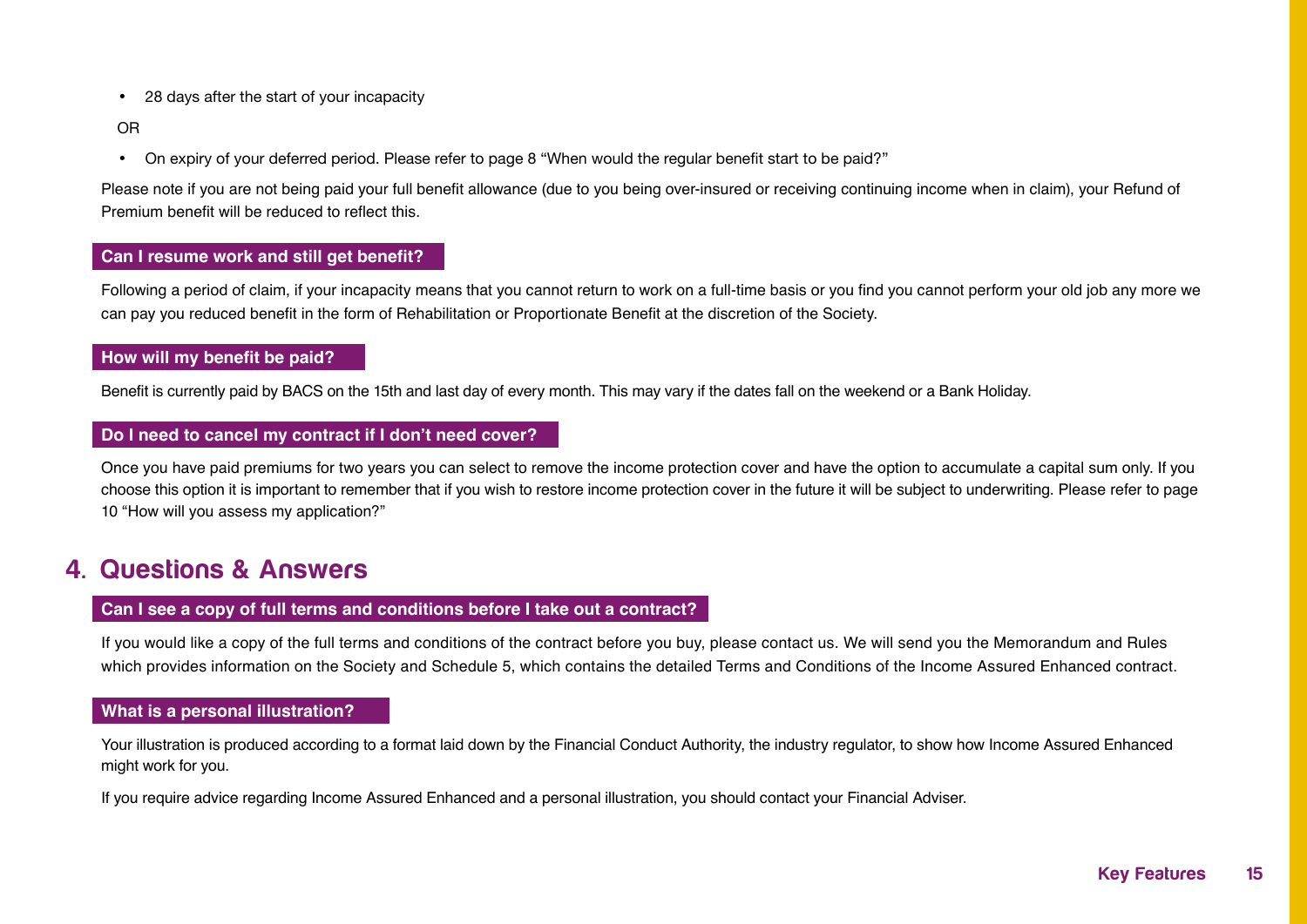- 28 days after the start of your incapacity

OR

- On expiry of your deferred period. Please refer to page 8 "When would the regular benefit start to be paid?"

Please note if you are not being paid your full benefit allowance (due to you being over-insured or receiving continuing income when in claim), your Refund of Premium benefit will be reduced to reflect this.

### Can I resume work and still get benefit?

Following a period of claim, if your incapacity means that you cannot return to work on a full-time basis or you find you cannot perform your old job any more we can pay you reduced benefit in the form of Rehabilitation or Proportionate Benefit at the discretion of the Society.

### How will my benefit be paid?

Benefit is currently paid by BACS on the 15th and last day of every month. This may vary if the dates fall on the weekend or a Bank Holiday.

### Do I need to cancel my contract if I don't need cover?

Once you have paid premiums for two years you can select to remove the income protection cover and have the option to accumulate a capital sum only. If you choose this option it is important to remember that if you wish to restore income protection cover in the future it will be subject to underwriting. Please refer to page 10 "How will you assess my application?"

## 4. Questions & Answers

### Can I see a copy of full terms and conditions before I take out a contract?

If you would like a copy of the full terms and conditions of the contract before you buy, please contact us. We will send you the Memorandum and Rules which provides information on the Society and Schedule 5, which contains the detailed Terms and Conditions of the Income Assured Enhanced contract.

### What is a personal illustration?

Your illustration is produced according to a format laid down by the Financial Conduct Authority, the industry regulator, to show how Income Assured Enhanced might work for you.

If you require advice regarding Income Assured Enhanced and a personal illustration, you should contact your Financial Adviser.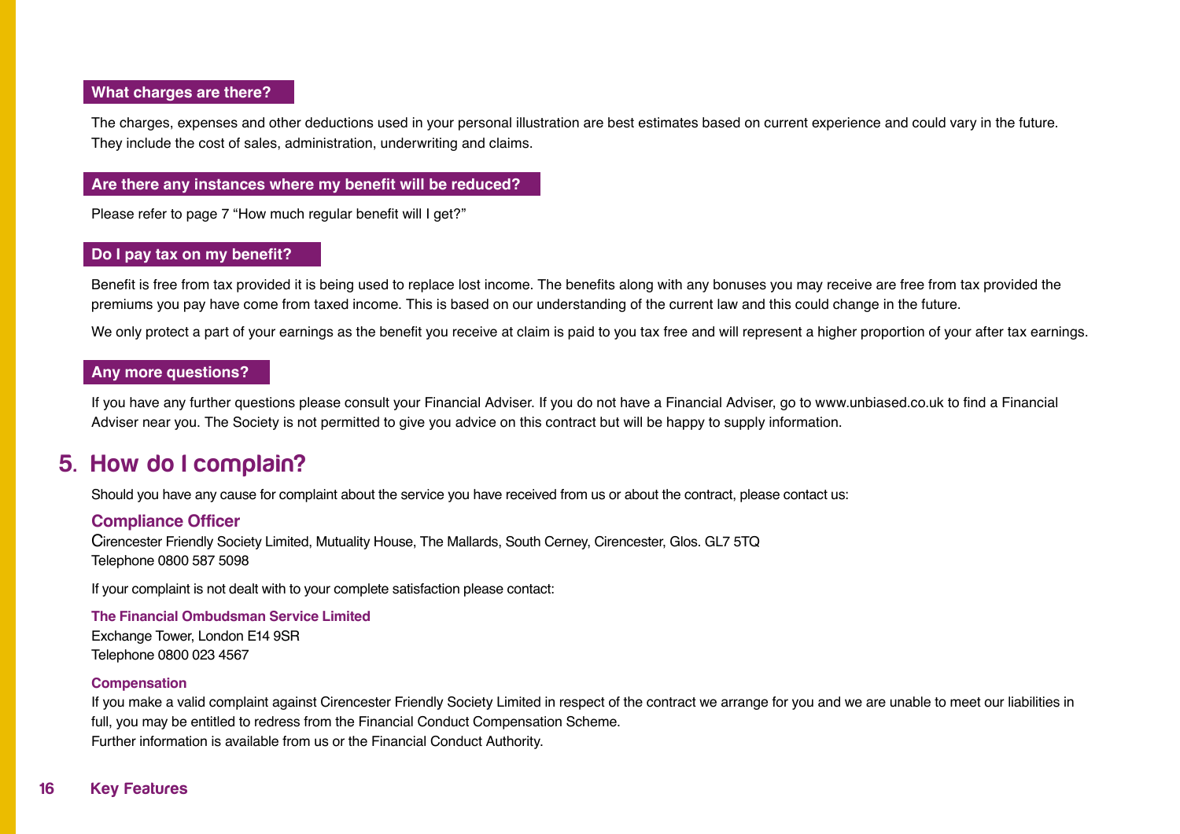### What charges are there?

The charges, expenses and other deductions used in your personal illustration are best estimates based on current experience and could vary in the future. They include the cost of sales, administration, underwriting and claims.

### Are there any instances where my benefit will be reduced?

Please refer to page 7 "How much regular benefit will I get?"

### Do I pay tax on my benefit?

Benefit is free from tax provided it is being used to replace lost income. The benefits along with any bonuses you may receive are free from tax provided the premiums you pay have come from taxed income. This is based on our understanding of the current law and this could change in the future.

We only protect a part of your earnings as the benefit you receive at claim is paid to you tax free and will represent a higher proportion of your after tax earnings.

### Any more questions?

If you have any further questions please consult your Financial Adviser. If you do not have a Financial Adviser, go to www.unbiased.co.uk to find a Financial Adviser near you. The Society is not permitted to give you advice on this contract but will be happy to supply information.

## 5. How do I complain?

Should you have any cause for complaint about the service you have received from us or about the contract, please contact us:

### Compliance Officer

Cirencester Friendly Society Limited, Mutuality House, The Mallards, South Cerney, Cirencester, Glos. GL7 5TQ
Telephone 0800 587 5098

If your complaint is not dealt with to your complete satisfaction please contact:

**The Financial Ombudsman Service Limited**
Exchange Tower, London E14 9SR
Telephone 0800 023 4567

**Compensation**
If you make a valid complaint against Cirencester Friendly Society Limited in respect of the contract we arrange for you and we are unable to meet our liabilities in full, you may be entitled to redress from the Financial Conduct Compensation Scheme.
Further information is available from us or the Financial Conduct Authority.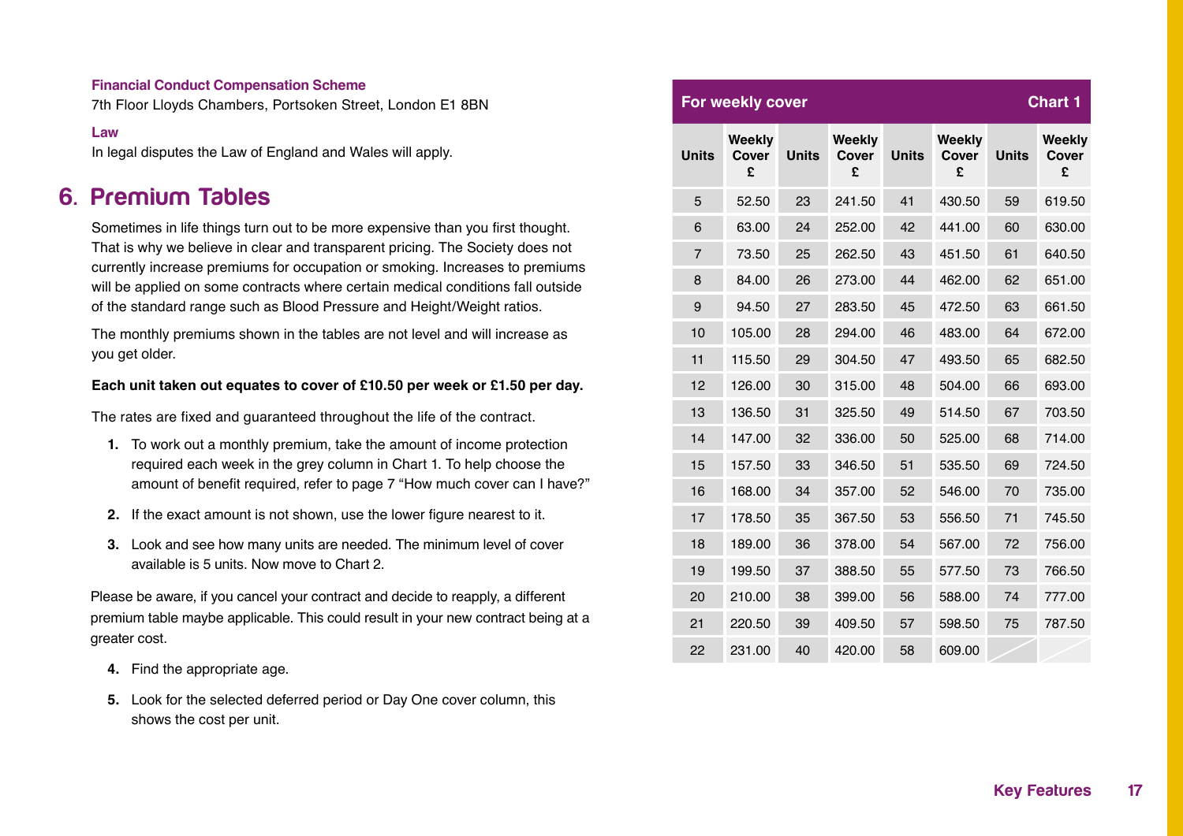**Financial Conduct Compensation Scheme**

7th Floor Lloyds Chambers, Portsoken Street, London E1 8BN

**Law**

In legal disputes the Law of England and Wales will apply.

# 6. Premium Tables

Sometimes in life things turn out to be more expensive than you first thought. That is why we believe in clear and transparent pricing. The Society does not currently increase premiums for occupation or smoking. Increases to premiums will be applied on some contracts where certain medical conditions fall outside of the standard range such as Blood Pressure and Height/Weight ratios.

The monthly premiums shown in the tables are not level and will increase as you get older.

**Each unit taken out equates to cover of £10.50 per week or £1.50 per day.**

The rates are fixed and guaranteed throughout the life of the contract.

1. To work out a monthly premium, take the amount of income protection required each week in the grey column in Chart 1. To help choose the amount of benefit required, refer to page 7 "How much cover can I have?"
2. If the exact amount is not shown, use the lower figure nearest to it.
3. Look and see how many units are needed. The minimum level of cover available is 5 units. Now move to Chart 2.

Please be aware, if you cancel your contract and decide to reapply, a different premium table maybe applicable. This could result in your new contract being at a greater cost.

4. Find the appropriate age.
5. Look for the selected deferred period or Day One cover column, this shows the cost per unit.

**For weekly cover — Chart 1**

| Units | Weekly Cover £ | Units | Weekly Cover £ | Units | Weekly Cover £ | Units | Weekly Cover £ |
|---|---|---|---|---|---|---|---|
| 5 | 52.50 | 23 | 241.50 | 41 | 430.50 | 59 | 619.50 |
| 6 | 63.00 | 24 | 252.00 | 42 | 441.00 | 60 | 630.00 |
| 7 | 73.50 | 25 | 262.50 | 43 | 451.50 | 61 | 640.50 |
| 8 | 84.00 | 26 | 273.00 | 44 | 462.00 | 62 | 651.00 |
| 9 | 94.50 | 27 | 283.50 | 45 | 472.50 | 63 | 661.50 |
| 10 | 105.00 | 28 | 294.00 | 46 | 483.00 | 64 | 672.00 |
| 11 | 115.50 | 29 | 304.50 | 47 | 493.50 | 65 | 682.50 |
| 12 | 126.00 | 30 | 315.00 | 48 | 504.00 | 66 | 693.00 |
| 13 | 136.50 | 31 | 325.50 | 49 | 514.50 | 67 | 703.50 |
| 14 | 147.00 | 32 | 336.00 | 50 | 525.00 | 68 | 714.00 |
| 15 | 157.50 | 33 | 346.50 | 51 | 535.50 | 69 | 724.50 |
| 16 | 168.00 | 34 | 357.00 | 52 | 546.00 | 70 | 735.00 |
| 17 | 178.50 | 35 | 367.50 | 53 | 556.50 | 71 | 745.50 |
| 18 | 189.00 | 36 | 378.00 | 54 | 567.00 | 72 | 756.00 |
| 19 | 199.50 | 37 | 388.50 | 55 | 577.50 | 73 | 766.50 |
| 20 | 210.00 | 38 | 399.00 | 56 | 588.00 | 74 | 777.00 |
| 21 | 220.50 | 39 | 409.50 | 57 | 598.50 | 75 | 787.50 |
| 22 | 231.00 | 40 | 420.00 | 58 | 609.00 | | |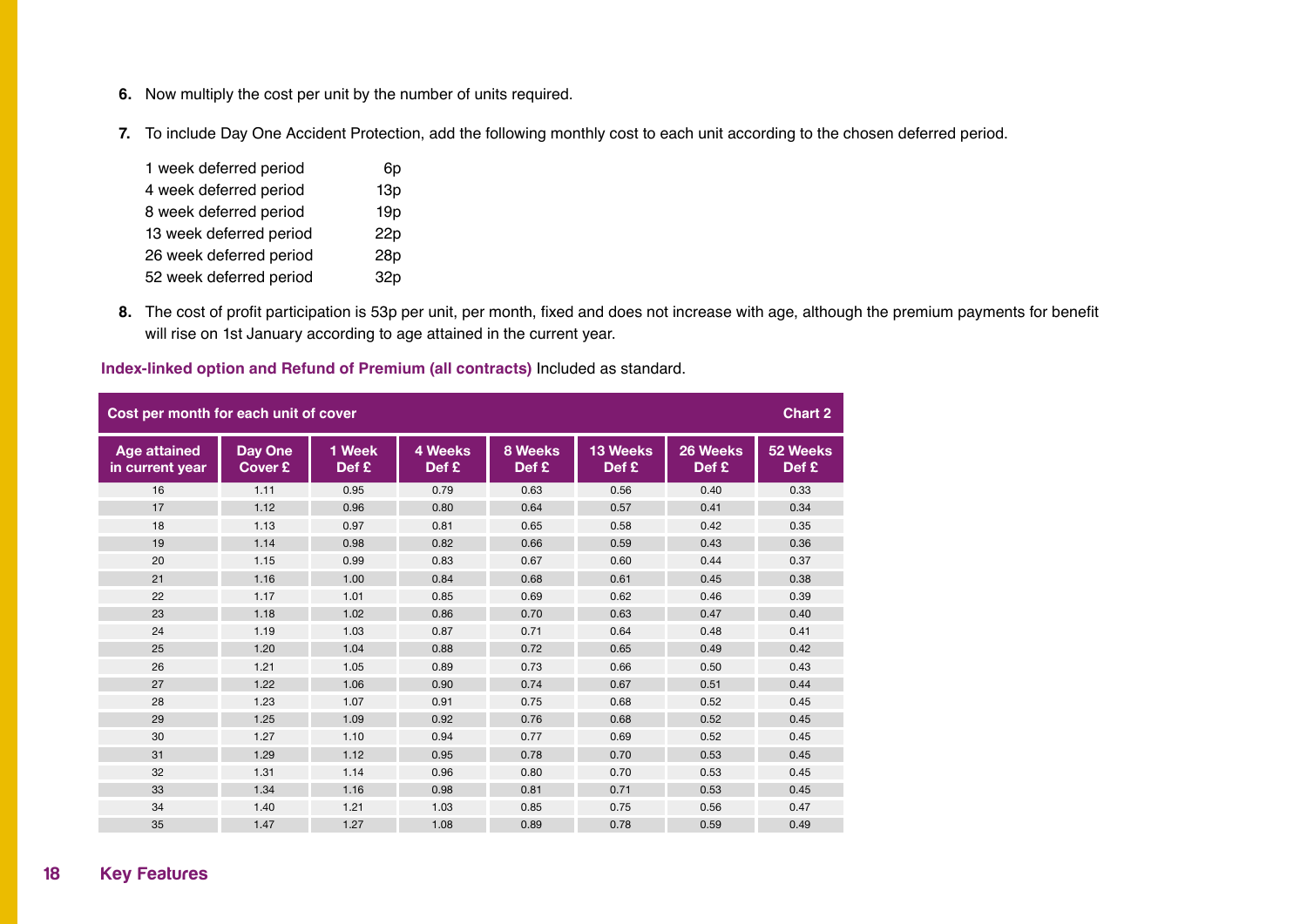6. Now multiply the cost per unit by the number of units required.

7. To include Day One Accident Protection, add the following monthly cost to each unit according to the chosen deferred period.

| | |
|---|---|
| 1 week deferred period | 6p |
| 4 week deferred period | 13p |
| 8 week deferred period | 19p |
| 13 week deferred period | 22p |
| 26 week deferred period | 28p |
| 52 week deferred period | 32p |

8. The cost of profit participation is 53p per unit, per month, fixed and does not increase with age, although the premium payments for benefit will rise on 1st January according to age attained in the current year.

**Index-linked option and Refund of Premium (all contracts)** Included as standard.

**Cost per month for each unit of cover — Chart 2**

| Age attained in current year | Day One Cover £ | 1 Week Def £ | 4 Weeks Def £ | 8 Weeks Def £ | 13 Weeks Def £ | 26 Weeks Def £ | 52 Weeks Def £ |
|---|---|---|---|---|---|---|---|
| 16 | 1.11 | 0.95 | 0.79 | 0.63 | 0.56 | 0.40 | 0.33 |
| 17 | 1.12 | 0.96 | 0.80 | 0.64 | 0.57 | 0.41 | 0.34 |
| 18 | 1.13 | 0.97 | 0.81 | 0.65 | 0.58 | 0.42 | 0.35 |
| 19 | 1.14 | 0.98 | 0.82 | 0.66 | 0.59 | 0.43 | 0.36 |
| 20 | 1.15 | 0.99 | 0.83 | 0.67 | 0.60 | 0.44 | 0.37 |
| 21 | 1.16 | 1.00 | 0.84 | 0.68 | 0.61 | 0.45 | 0.38 |
| 22 | 1.17 | 1.01 | 0.85 | 0.69 | 0.62 | 0.46 | 0.39 |
| 23 | 1.18 | 1.02 | 0.86 | 0.70 | 0.63 | 0.47 | 0.40 |
| 24 | 1.19 | 1.03 | 0.87 | 0.71 | 0.64 | 0.48 | 0.41 |
| 25 | 1.20 | 1.04 | 0.88 | 0.72 | 0.65 | 0.49 | 0.42 |
| 26 | 1.21 | 1.05 | 0.89 | 0.73 | 0.66 | 0.50 | 0.43 |
| 27 | 1.22 | 1.06 | 0.90 | 0.74 | 0.67 | 0.51 | 0.44 |
| 28 | 1.23 | 1.07 | 0.91 | 0.75 | 0.68 | 0.52 | 0.45 |
| 29 | 1.25 | 1.09 | 0.92 | 0.76 | 0.68 | 0.52 | 0.45 |
| 30 | 1.27 | 1.10 | 0.94 | 0.77 | 0.69 | 0.52 | 0.45 |
| 31 | 1.29 | 1.12 | 0.95 | 0.78 | 0.70 | 0.53 | 0.45 |
| 32 | 1.31 | 1.14 | 0.96 | 0.80 | 0.70 | 0.53 | 0.45 |
| 33 | 1.34 | 1.16 | 0.98 | 0.81 | 0.71 | 0.53 | 0.45 |
| 34 | 1.40 | 1.21 | 1.03 | 0.85 | 0.75 | 0.56 | 0.47 |
| 35 | 1.47 | 1.27 | 1.08 | 0.89 | 0.78 | 0.59 | 0.49 |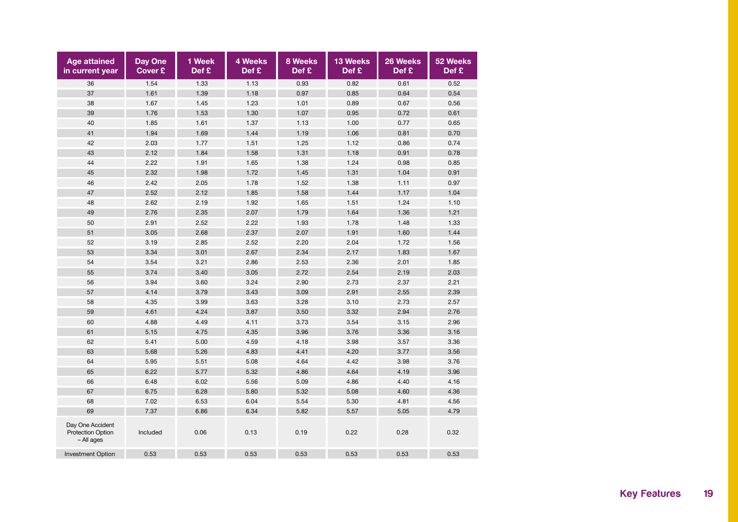| Age attained in current year | Day One Cover £ | 1 Week Def £ | 4 Weeks Def £ | 8 Weeks Def £ | 13 Weeks Def £ | 26 Weeks Def £ | 52 Weeks Def £ |
|---|---|---|---|---|---|---|---|
| 36 | 1.54 | 1.33 | 1.13 | 0.93 | 0.82 | 0.61 | 0.52 |
| 37 | 1.61 | 1.39 | 1.18 | 0.97 | 0.85 | 0.64 | 0.54 |
| 38 | 1.67 | 1.45 | 1.23 | 1.01 | 0.89 | 0.67 | 0.56 |
| 39 | 1.76 | 1.53 | 1.30 | 1.07 | 0.95 | 0.72 | 0.61 |
| 40 | 1.85 | 1.61 | 1.37 | 1.13 | 1.00 | 0.77 | 0.65 |
| 41 | 1.94 | 1.69 | 1.44 | 1.19 | 1.06 | 0.81 | 0.70 |
| 42 | 2.03 | 1.77 | 1.51 | 1.25 | 1.12 | 0.86 | 0.74 |
| 43 | 2.12 | 1.84 | 1.58 | 1.31 | 1.18 | 0.91 | 0.78 |
| 44 | 2.22 | 1.91 | 1.65 | 1.38 | 1.24 | 0.98 | 0.85 |
| 45 | 2.32 | 1.98 | 1.72 | 1.45 | 1.31 | 1.04 | 0.91 |
| 46 | 2.42 | 2.05 | 1.78 | 1.52 | 1.38 | 1.11 | 0.97 |
| 47 | 2.52 | 2.12 | 1.85 | 1.58 | 1.44 | 1.17 | 1.04 |
| 48 | 2.62 | 2.19 | 1.92 | 1.65 | 1.51 | 1.24 | 1.10 |
| 49 | 2.76 | 2.35 | 2.07 | 1.79 | 1.64 | 1.36 | 1.21 |
| 50 | 2.91 | 2.52 | 2.22 | 1.93 | 1.78 | 1.48 | 1.33 |
| 51 | 3.05 | 2.68 | 2.37 | 2.07 | 1.91 | 1.60 | 1.44 |
| 52 | 3.19 | 2.85 | 2.52 | 2.20 | 2.04 | 1.72 | 1.56 |
| 53 | 3.34 | 3.01 | 2.67 | 2.34 | 2.17 | 1.83 | 1.67 |
| 54 | 3.54 | 3.21 | 2.86 | 2.53 | 2.36 | 2.01 | 1.85 |
| 55 | 3.74 | 3.40 | 3.05 | 2.72 | 2.54 | 2.19 | 2.03 |
| 56 | 3.94 | 3.60 | 3.24 | 2.90 | 2.73 | 2.37 | 2.21 |
| 57 | 4.14 | 3.79 | 3.43 | 3.09 | 2.91 | 2.55 | 2.39 |
| 58 | 4.35 | 3.99 | 3.63 | 3.28 | 3.10 | 2.73 | 2.57 |
| 59 | 4.61 | 4.24 | 3.87 | 3.50 | 3.32 | 2.94 | 2.76 |
| 60 | 4.88 | 4.49 | 4.11 | 3.73 | 3.54 | 3.15 | 2.96 |
| 61 | 5.15 | 4.75 | 4.35 | 3.96 | 3.76 | 3.36 | 3.16 |
| 62 | 5.41 | 5.00 | 4.59 | 4.18 | 3.98 | 3.57 | 3.36 |
| 63 | 5.68 | 5.26 | 4.83 | 4.41 | 4.20 | 3.77 | 3.56 |
| 64 | 5.95 | 5.51 | 5.08 | 4.64 | 4.42 | 3.98 | 3.76 |
| 65 | 6.22 | 5.77 | 5.32 | 4.86 | 4.64 | 4.19 | 3.96 |
| 66 | 6.48 | 6.02 | 5.56 | 5.09 | 4.86 | 4.40 | 4.16 |
| 67 | 6.75 | 6.28 | 5.80 | 5.32 | 5.08 | 4.60 | 4.36 |
| 68 | 7.02 | 6.53 | 6.04 | 5.54 | 5.30 | 4.81 | 4.56 |
| 69 | 7.37 | 6.86 | 6.34 | 5.82 | 5.57 | 5.05 | 4.79 |
| Day One Accident Protection Option – All ages | Included | 0.06 | 0.13 | 0.19 | 0.22 | 0.28 | 0.32 |
| Investment Option | 0.53 | 0.53 | 0.53 | 0.53 | 0.53 | 0.53 | 0.53 |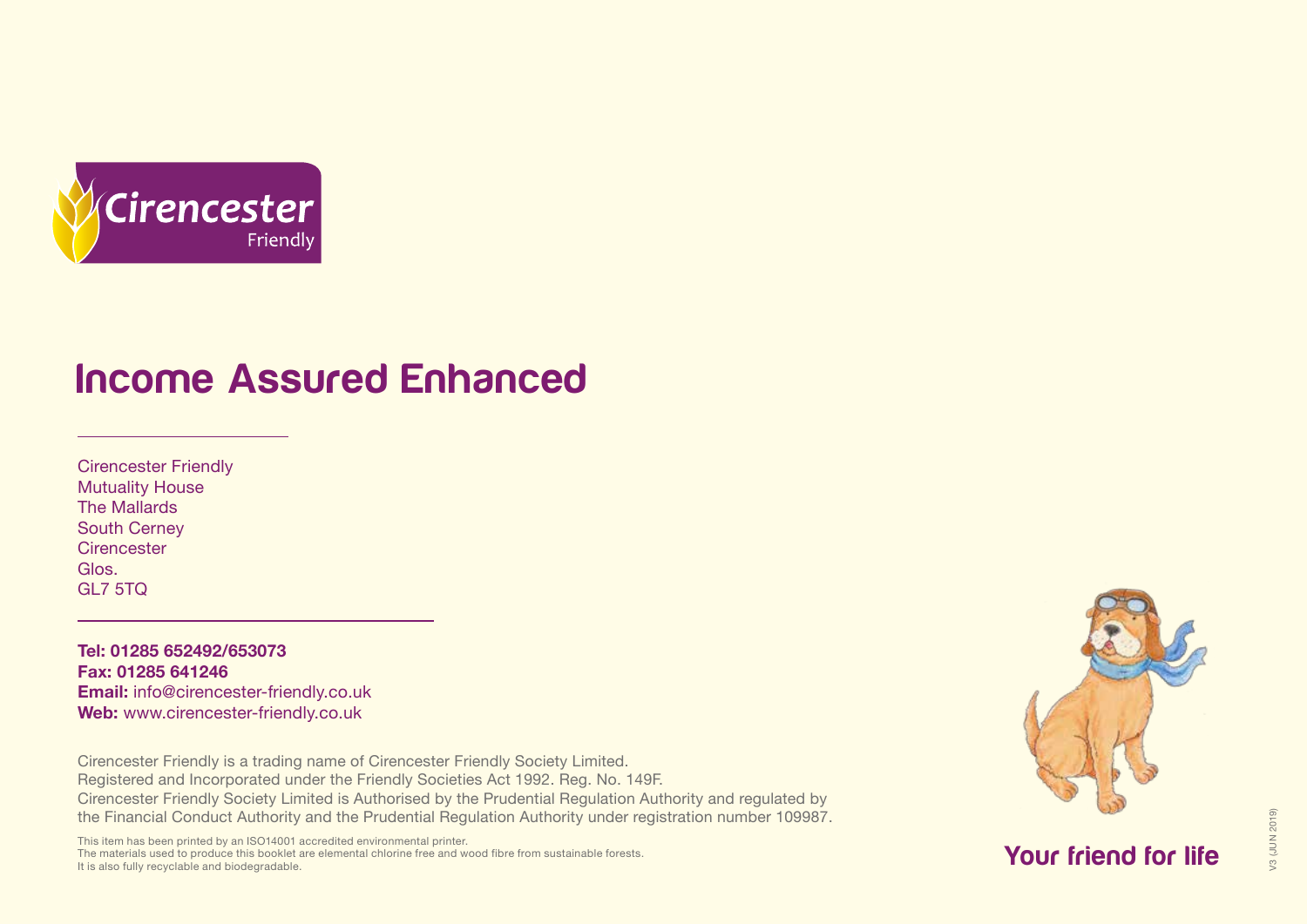Cirencester Friendly

# Income Assured Enhanced

Cirencester Friendly
Mutuality House
The Mallards
South Cerney
Cirencester
Glos.
GL7 5TQ

**Tel: 01285 652492/653073**
**Fax: 01285 641246**
**Email:** info@cirencester-friendly.co.uk
**Web:** www.cirencester-friendly.co.uk

Cirencester Friendly is a trading name of Cirencester Friendly Society Limited.
Registered and Incorporated under the Friendly Societies Act 1992. Reg. No. 149F.
Cirencester Friendly Society Limited is Authorised by the Prudential Regulation Authority and regulated by the Financial Conduct Authority and the Prudential Regulation Authority under registration number 109987.

This item has been printed by an ISO14001 accredited environmental printer.
The materials used to produce this booklet are elemental chlorine free and wood fibre from sustainable forests.
It is also fully recyclable and biodegradable.

Your friend for life

V3 (JUN 2019)